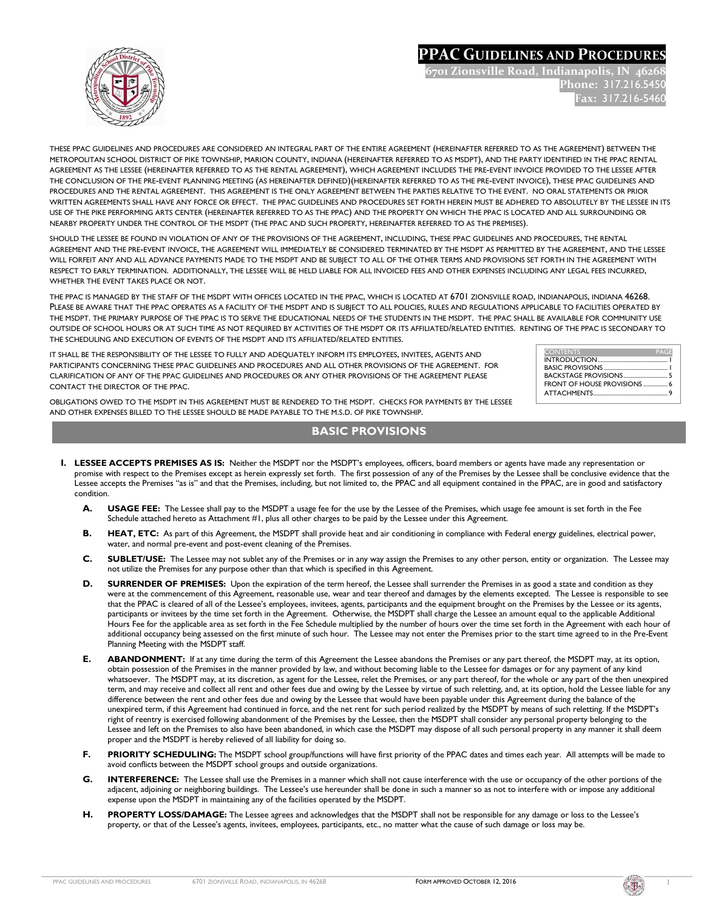# PPAC Guidelines and Procedures

**6701 Zionsville Road, Indianapolis, IN 46268**
**Phone: 317.216.5450**
**Fax: 317.216-5460**

THESE PPAC GUIDELINES AND PROCEDURES ARE CONSIDERED AN INTEGRAL PART OF THE ENTIRE AGREEMENT (HEREINAFTER REFERRED TO AS THE AGREEMENT) BETWEEN THE METROPOLITAN SCHOOL DISTRICT OF PIKE TOWNSHIP, MARION COUNTY, INDIANA (HEREINAFTER REFERRED TO AS MSDPT), AND THE PARTY IDENTIFIED IN THE PPAC RENTAL AGREEMENT AS THE LESSEE (HEREINAFTER REFERRED TO AS THE RENTAL AGREEMENT), WHICH AGREEMENT INCLUDES THE PRE-EVENT INVOICE PROVIDED TO THE LESSEE AFTER THE CONCLUSION OF THE PRE-EVENT PLANNING MEETING (AS HEREINAFTER DEFINED)(HEREINAFTER REFERRED TO AS THE PRE-EVENT INVOICE), THESE PPAC GUIDELINES AND PROCEDURES AND THE RENTAL AGREEMENT. THIS AGREEMENT IS THE ONLY AGREEMENT BETWEEN THE PARTIES RELATIVE TO THE EVENT. NO ORAL STATEMENTS OR PRIOR WRITTEN AGREEMENTS SHALL HAVE ANY FORCE OR EFFECT. THE PPAC GUIDELINES AND PROCEDURES SET FORTH HEREIN MUST BE ADHERED TO ABSOLUTELY BY THE LESSEE IN ITS USE OF THE PIKE PERFORMING ARTS CENTER (HEREINAFTER REFERRED TO AS THE PPAC) AND THE PROPERTY ON WHICH THE PPAC IS LOCATED AND ALL SURROUNDING OR NEARBY PROPERTY UNDER THE CONTROL OF THE MSDPT (THE PPAC AND SUCH PROPERTY, HEREINAFTER REFERRED TO AS THE PREMISES).

SHOULD THE LESSEE BE FOUND IN VIOLATION OF ANY OF THE PROVISIONS OF THE AGREEMENT, INCLUDING, THESE PPAC GUIDELINES AND PROCEDURES, THE RENTAL AGREEMENT AND THE PRE-EVENT INVOICE, THE AGREEMENT WILL IMMEDIATELY BE CONSIDERED TERMINATED BY THE MSDPT AS PERMITTED BY THE AGREEMENT, AND THE LESSEE WILL FORFEIT ANY AND ALL ADVANCE PAYMENTS MADE TO THE MSDPT AND BE SUBJECT TO ALL OF THE OTHER TERMS AND PROVISIONS SET FORTH IN THE AGREEMENT WITH RESPECT TO EARLY TERMINATION. ADDITIONALLY, THE LESSEE WILL BE HELD LIABLE FOR ALL INVOICED FEES AND OTHER EXPENSES INCLUDING ANY LEGAL FEES INCURRED, WHETHER THE EVENT TAKES PLACE OR NOT.

THE PPAC IS MANAGED BY THE STAFF OF THE MSDPT WITH OFFICES LOCATED IN THE PPAC, WHICH IS LOCATED AT 6701 ZIONSVILLE ROAD, INDIANAPOLIS, INDIANA 46268. PLEASE BE AWARE THAT THE PPAC OPERATES AS A FACILITY OF THE MSDPT AND IS SUBJECT TO ALL POLICIES, RULES AND REGULATIONS APPLICABLE TO FACILITIES OPERATED BY THE MSDPT. THE PRIMARY PURPOSE OF THE PPAC IS TO SERVE THE EDUCATIONAL NEEDS OF THE STUDENTS IN THE MSDPT. THE PPAC SHALL BE AVAILABLE FOR COMMUNITY USE OUTSIDE OF SCHOOL HOURS OR AT SUCH TIME AS NOT REQUIRED BY ACTIVITIES OF THE MSDPT OR ITS AFFILIATED/RELATED ENTITIES. RENTING OF THE PPAC IS SECONDARY TO THE SCHEDULING AND EXECUTION OF EVENTS OF THE MSDPT AND ITS AFFILIATED/RELATED ENTITIES.

IT SHALL BE THE RESPONSIBILITY OF THE LESSEE TO FULLY AND ADEQUATELY INFORM ITS EMPLOYEES, INVITEES, AGENTS AND PARTICIPANTS CONCERNING THESE PPAC GUIDELINES AND PROCEDURES AND ALL OTHER PROVISIONS OF THE AGREEMENT. FOR CLARIFICATION OF ANY OF THE PPAC GUIDELINES AND PROCEDURES OR ANY OTHER PROVISIONS OF THE AGREEMENT PLEASE CONTACT THE DIRECTOR OF THE PPAC.

OBLIGATIONS OWED TO THE MSDPT IN THIS AGREEMENT MUST BE RENDERED TO THE MSDPT. CHECKS FOR PAYMENTS BY THE LESSEE AND OTHER EXPENSES BILLED TO THE LESSEE SHOULD BE MADE PAYABLE TO THE M.S.D. OF PIKE TOWNSHIP.

| CONTENTS | PAGE |
|---|---|
| INTRODUCTION | 1 |
| BASIC PROVISIONS | 1 |
| BACKSTAGE PROVISIONS | 5 |
| FRONT OF HOUSE PROVISIONS | 6 |
| ATTACHMENTS | 9 |

## BASIC PROVISIONS

**I. LESSEE ACCEPTS PREMISES AS IS:** Neither the MSDPT nor the MSDPT's employees, officers, board members or agents have made any representation or promise with respect to the Premises except as herein expressly set forth. The first possession of any of the Premises by the Lessee shall be conclusive evidence that the Lessee accepts the Premises "as is" and that the Premises, including, but not limited to, the PPAC and all equipment contained in the PPAC, are in good and satisfactory condition.

- **A. USAGE FEE:** The Lessee shall pay to the MSDPT a usage fee for the use by the Lessee of the Premises, which usage fee amount is set forth in the Fee Schedule attached hereto as Attachment #1, plus all other charges to be paid by the Lessee under this Agreement.
- **B. HEAT, ETC:** As part of this Agreement, the MSDPT shall provide heat and air conditioning in compliance with Federal energy guidelines, electrical power, water, and normal pre-event and post-event cleaning of the Premises.
- **C. SUBLET/USE:** The Lessee may not sublet any of the Premises or in any way assign the Premises to any other person, entity or organization. The Lessee may not utilize the Premises for any purpose other than that which is specified in this Agreement.
- **D. SURRENDER OF PREMISES:** Upon the expiration of the term hereof, the Lessee shall surrender the Premises in as good a state and condition as they were at the commencement of this Agreement, reasonable use, wear and tear thereof and damages by the elements excepted. The Lessee is responsible to see that the PPAC is cleared of all of the Lessee's employees, invitees, agents, participants and the equipment brought on the Premises by the Lessee or its agents, participants or invitees by the time set forth in the Agreement. Otherwise, the MSDPT shall charge the Lessee an amount equal to the applicable Additional Hours Fee for the applicable area as set forth in the Fee Schedule multiplied by the number of hours over the time set forth in the Agreement with each hour of additional occupancy being assessed on the first minute of such hour. The Lessee may not enter the Premises prior to the start time agreed to in the Pre-Event Planning Meeting with the MSDPT staff.
- **E. ABANDONMENT:** If at any time during the term of this Agreement the Lessee abandons the Premises or any part thereof, the MSDPT may, at its option, obtain possession of the Premises in the manner provided by law, and without becoming liable to the Lessee for damages or for any payment of any kind whatsoever. The MSDPT may, at its discretion, as agent for the Lessee, relet the Premises, or any part thereof, for the whole or any part of the then unexpired term, and may receive and collect all rent and other fees due and owing by the Lessee by virtue of such reletting, and, at its option, hold the Lessee liable for any difference between the rent and other fees due and owing by the Lessee that would have been payable under this Agreement during the balance of the unexpired term, if this Agreement had continued in force, and the net rent for such period realized by the MSDPT by means of such reletting. If the MSDPT's right of reentry is exercised following abandonment of the Premises by the Lessee, then the MSDPT shall consider any personal property belonging to the Lessee and left on the Premises to also have been abandoned, in which case the MSDPT may dispose of all such personal property in any manner it shall deem proper and the MSDPT is hereby relieved of all liability for doing so.
- **F. PRIORITY SCHEDULING:** The MSDPT school group/functions will have first priority of the PPAC dates and times each year. All attempts will be made to avoid conflicts between the MSDPT school groups and outside organizations.
- **G. INTERFERENCE:** The Lessee shall use the Premises in a manner which shall not cause interference with the use or occupancy of the other portions of the adjacent, adjoining or neighboring buildings. The Lessee's use hereunder shall be done in such a manner so as not to interfere with or impose any additional expense upon the MSDPT in maintaining any of the facilities operated by the MSDPT.
- **H. PROPERTY LOSS/DAMAGE:** The Lessee agrees and acknowledges that the MSDPT shall not be responsible for any damage or loss to the Lessee's property, or that of the Lessee's agents, invitees, employees, participants, etc., no matter what the cause of such damage or loss may be.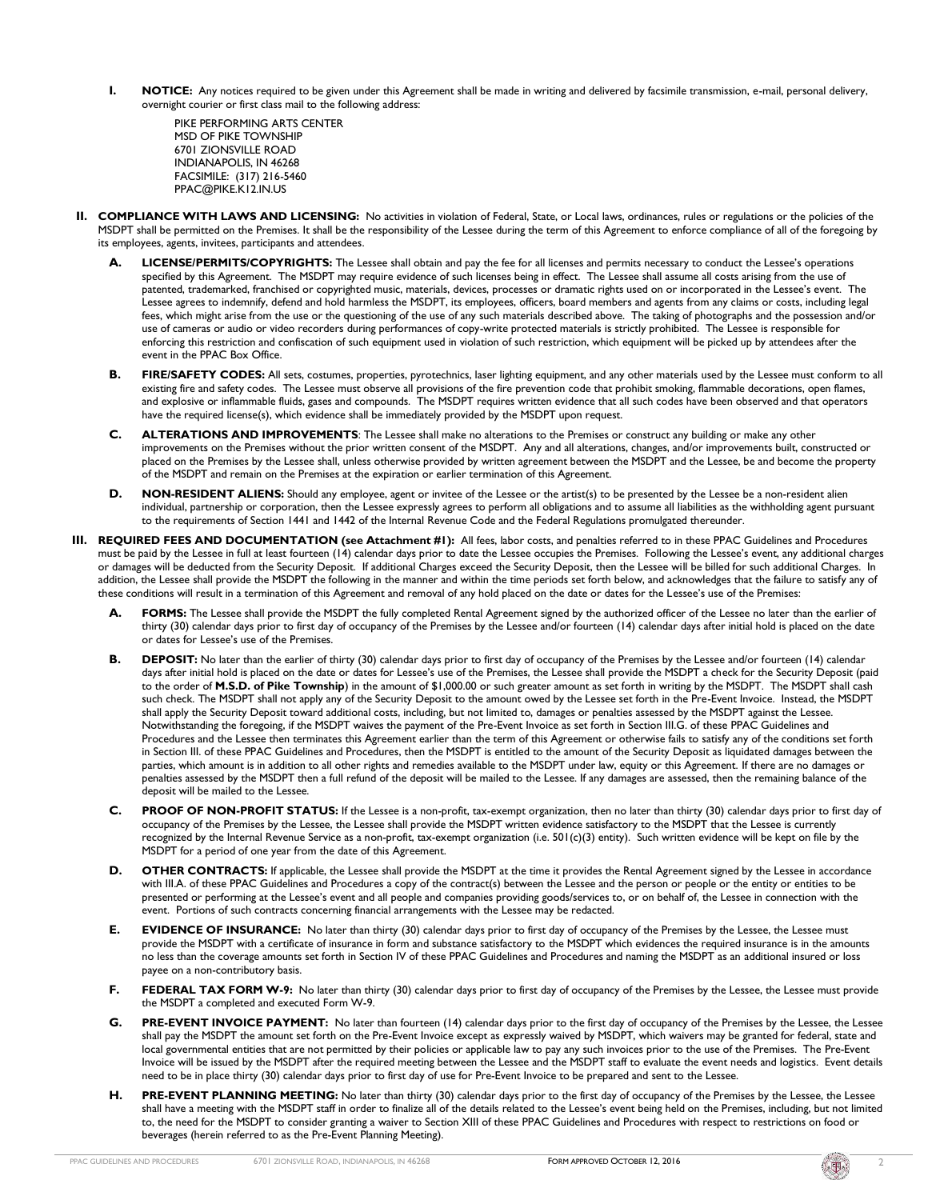**I. NOTICE:** Any notices required to be given under this Agreement shall be made in writing and delivered by facsimile transmission, e-mail, personal delivery, overnight courier or first class mail to the following address:

PIKE PERFORMING ARTS CENTER
MSD OF PIKE TOWNSHIP
6701 ZIONSVILLE ROAD
INDIANAPOLIS, IN 46268
FACSIMILE: (317) 216-5460
PPAC@PIKE.K12.IN.US

**II. COMPLIANCE WITH LAWS AND LICENSING:** No activities in violation of Federal, State, or Local laws, ordinances, rules or regulations or the policies of the MSDPT shall be permitted on the Premises. It shall be the responsibility of the Lessee during the term of this Agreement to enforce compliance of all of the foregoing by its employees, agents, invitees, participants and attendees.

**A. LICENSE/PERMITS/COPYRIGHTS:** The Lessee shall obtain and pay the fee for all licenses and permits necessary to conduct the Lessee's operations specified by this Agreement. The MSDPT may require evidence of such licenses being in effect. The Lessee shall assume all costs arising from the use of patented, trademarked, franchised or copyrighted music, materials, devices, processes or dramatic rights used on or incorporated in the Lessee's event. The Lessee agrees to indemnify, defend and hold harmless the MSDPT, its employees, officers, board members and agents from any claims or costs, including legal fees, which might arise from the use or the questioning of the use of any such materials described above. The taking of photographs and the possession and/or use of cameras or audio or video recorders during performances of copy-write protected materials is strictly prohibited. The Lessee is responsible for enforcing this restriction and confiscation of such equipment used in violation of such restriction, which equipment will be picked up by attendees after the event in the PPAC Box Office.

**B. FIRE/SAFETY CODES:** All sets, costumes, properties, pyrotechnics, laser lighting equipment, and any other materials used by the Lessee must conform to all existing fire and safety codes. The Lessee must observe all provisions of the fire prevention code that prohibit smoking, flammable decorations, open flames, and explosive or inflammable fluids, gases and compounds. The MSDPT requires written evidence that all such codes have been observed and that operators have the required license(s), which evidence shall be immediately provided by the MSDPT upon request.

**C. ALTERATIONS AND IMPROVEMENTS**: The Lessee shall make no alterations to the Premises or construct any building or make any other improvements on the Premises without the prior written consent of the MSDPT. Any and all alterations, changes, and/or improvements built, constructed or placed on the Premises by the Lessee shall, unless otherwise provided by written agreement between the MSDPT and the Lessee, be and become the property of the MSDPT and remain on the Premises at the expiration or earlier termination of this Agreement.

**D. NON-RESIDENT ALIENS:** Should any employee, agent or invitee of the Lessee or the artist(s) to be presented by the Lessee be a non-resident alien individual, partnership or corporation, then the Lessee expressly agrees to perform all obligations and to assume all liabilities as the withholding agent pursuant to the requirements of Section 1441 and 1442 of the Internal Revenue Code and the Federal Regulations promulgated thereunder.

**III. REQUIRED FEES AND DOCUMENTATION (see Attachment #1):** All fees, labor costs, and penalties referred to in these PPAC Guidelines and Procedures must be paid by the Lessee in full at least fourteen (14) calendar days prior to date the Lessee occupies the Premises. Following the Lessee's event, any additional charges or damages will be deducted from the Security Deposit. If additional Charges exceed the Security Deposit, then the Lessee will be billed for such additional Charges. In addition, the Lessee shall provide the MSDPT the following in the manner and within the time periods set forth below, and acknowledges that the failure to satisfy any of these conditions will result in a termination of this Agreement and removal of any hold placed on the date or dates for the Lessee's use of the Premises:

**A. FORMS:** The Lessee shall provide the MSDPT the fully completed Rental Agreement signed by the authorized officer of the Lessee no later than the earlier of thirty (30) calendar days prior to first day of occupancy of the Premises by the Lessee and/or fourteen (14) calendar days after initial hold is placed on the date or dates for Lessee's use of the Premises.

**B. DEPOSIT:** No later than the earlier of thirty (30) calendar days prior to first day of occupancy of the Premises by the Lessee and/or fourteen (14) calendar days after initial hold is placed on the date or dates for Lessee's use of the Premises, the Lessee shall provide the MSDPT a check for the Security Deposit (paid to the order of **M.S.D. of Pike Township**) in the amount of $1,000.00 or such greater amount as set forth in writing by the MSDPT. The MSDPT shall cash such check. The MSDPT shall not apply any of the Security Deposit to the amount owed by the Lessee set forth in the Pre-Event Invoice. Instead, the MSDPT shall apply the Security Deposit toward additional costs, including, but not limited to, damages or penalties assessed by the MSDPT against the Lessee. Notwithstanding the foregoing, if the MSDPT waives the payment of the Pre-Event Invoice as set forth in Section III.G. of these PPAC Guidelines and Procedures and the Lessee then terminates this Agreement earlier than the term of this Agreement or otherwise fails to satisfy any of the conditions set forth in Section III. of these PPAC Guidelines and Procedures, then the MSDPT is entitled to the amount of the Security Deposit as liquidated damages between the parties, which amount is in addition to all other rights and remedies available to the MSDPT under law, equity or this Agreement. If there are no damages or penalties assessed by the MSDPT then a full refund of the deposit will be mailed to the Lessee. If any damages are assessed, then the remaining balance of the deposit will be mailed to the Lessee.

**C. PROOF OF NON-PROFIT STATUS:** If the Lessee is a non-profit, tax-exempt organization, then no later than thirty (30) calendar days prior to first day of occupancy of the Premises by the Lessee, the Lessee shall provide the MSDPT written evidence satisfactory to the MSDPT that the Lessee is currently recognized by the Internal Revenue Service as a non-profit, tax-exempt organization (i.e. 501(c)(3) entity). Such written evidence will be kept on file by the MSDPT for a period of one year from the date of this Agreement.

**D. OTHER CONTRACTS:** If applicable, the Lessee shall provide the MSDPT at the time it provides the Rental Agreement signed by the Lessee in accordance with III.A. of these PPAC Guidelines and Procedures a copy of the contract(s) between the Lessee and the person or people or the entity or entities to be presented or performing at the Lessee's event and all people and companies providing goods/services to, or on behalf of, the Lessee in connection with the event. Portions of such contracts concerning financial arrangements with the Lessee may be redacted.

**E. EVIDENCE OF INSURANCE:** No later than thirty (30) calendar days prior to first day of occupancy of the Premises by the Lessee, the Lessee must provide the MSDPT with a certificate of insurance in form and substance satisfactory to the MSDPT which evidences the required insurance is in the amounts no less than the coverage amounts set forth in Section IV of these PPAC Guidelines and Procedures and naming the MSDPT as an additional insured or loss payee on a non-contributory basis.

**F. FEDERAL TAX FORM W-9:** No later than thirty (30) calendar days prior to first day of occupancy of the Premises by the Lessee, the Lessee must provide the MSDPT a completed and executed Form W-9.

**G. PRE-EVENT INVOICE PAYMENT:** No later than fourteen (14) calendar days prior to the first day of occupancy of the Premises by the Lessee, the Lessee shall pay the MSDPT the amount set forth on the Pre-Event Invoice except as expressly waived by MSDPT, which waivers may be granted for federal, state and local governmental entities that are not permitted by their policies or applicable law to pay any such invoices prior to the use of the Premises. The Pre-Event Invoice will be issued by the MSDPT after the required meeting between the Lessee and the MSDPT staff to evaluate the event needs and logistics. Event details need to be in place thirty (30) calendar days prior to first day of use for Pre-Event Invoice to be prepared and sent to the Lessee.

**H. PRE-EVENT PLANNING MEETING:** No later than thirty (30) calendar days prior to the first day of occupancy of the Premises by the Lessee, the Lessee shall have a meeting with the MSDPT staff in order to finalize all of the details related to the Lessee's event being held on the Premises, including, but not limited to, the need for the MSDPT to consider granting a waiver to Section XIII of these PPAC Guidelines and Procedures with respect to restrictions on food or beverages (herein referred to as the Pre-Event Planning Meeting).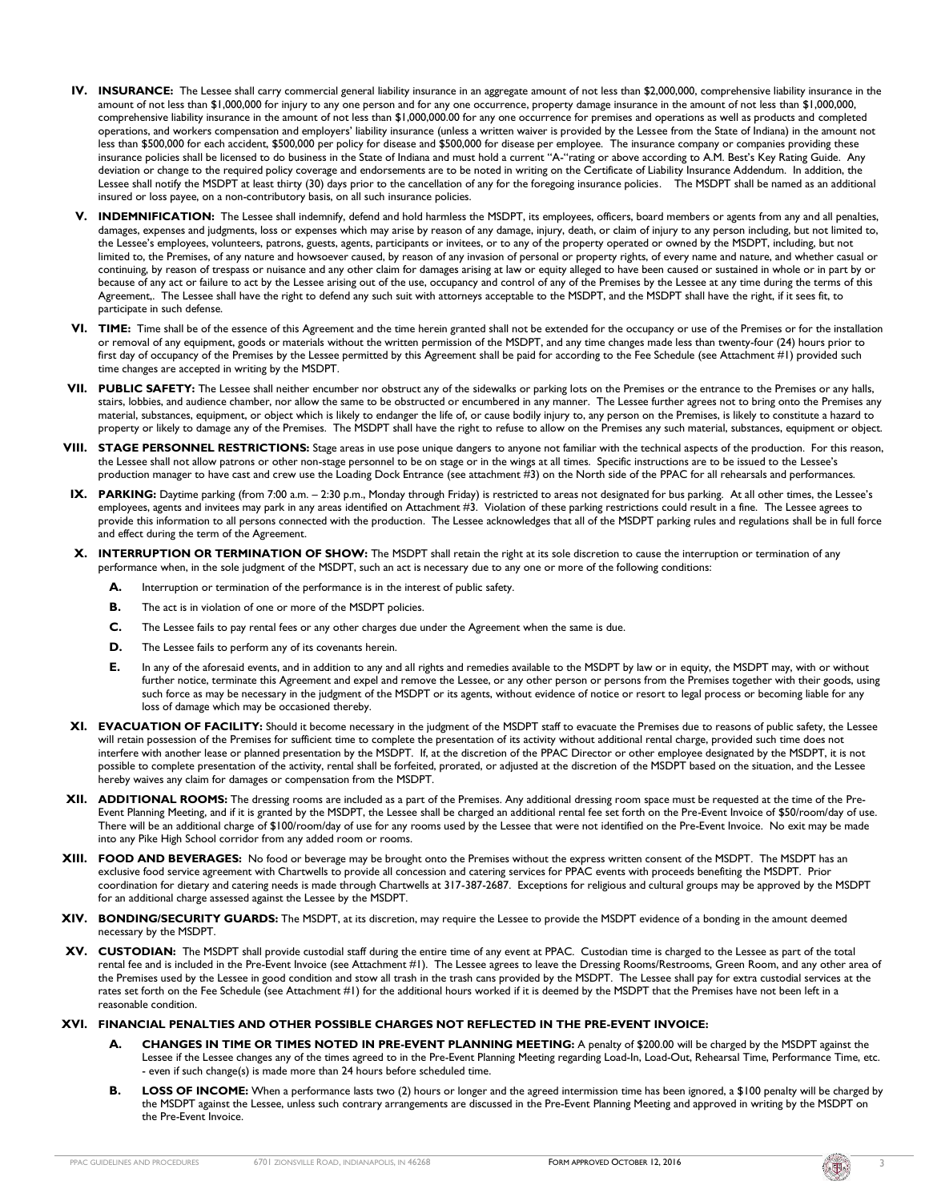**IV. INSURANCE:** The Lessee shall carry commercial general liability insurance in an aggregate amount of not less than $2,000,000, comprehensive liability insurance in the amount of not less than $1,000,000 for injury to any one person and for any one occurrence, property damage insurance in the amount of not less than $1,000,000, comprehensive liability insurance in the amount of not less than $1,000,000.00 for any one occurrence for premises and operations as well as products and completed operations, and workers compensation and employers' liability insurance (unless a written waiver is provided by the Lessee from the State of Indiana) in the amount not less than $500,000 for each accident, $500,000 per policy for disease and $500,000 for disease per employee. The insurance company or companies providing these insurance policies shall be licensed to do business in the State of Indiana and must hold a current "A-"rating or above according to A.M. Best's Key Rating Guide. Any deviation or change to the required policy coverage and endorsements are to be noted in writing on the Certificate of Liability Insurance Addendum. In addition, the Lessee shall notify the MSDPT at least thirty (30) days prior to the cancellation of any for the foregoing insurance policies. The MSDPT shall be named as an additional insured or loss payee, on a non-contributory basis, on all such insurance policies.

**V. INDEMNIFICATION:** The Lessee shall indemnify, defend and hold harmless the MSDPT, its employees, officers, board members or agents from any and all penalties, damages, expenses and judgments, loss or expenses which may arise by reason of any damage, injury, death, or claim of injury to any person including, but not limited to, the Lessee's employees, volunteers, patrons, guests, agents, participants or invitees, or to any of the property operated or owned by the MSDPT, including, but not limited to, the Premises, of any nature and howsoever caused, by reason of any invasion of personal or property rights, of every name and nature, and whether casual or continuing, by reason of trespass or nuisance and any other claim for damages arising at law or equity alleged to have been caused or sustained in whole or in part by or because of any act or failure to act by the Lessee arising out of the use, occupancy and control of any of the Premises by the Lessee at any time during the terms of this Agreement,. The Lessee shall have the right to defend any such suit with attorneys acceptable to the MSDPT, and the MSDPT shall have the right, if it sees fit, to participate in such defense.

**VI. TIME:** Time shall be of the essence of this Agreement and the time herein granted shall not be extended for the occupancy or use of the Premises or for the installation or removal of any equipment, goods or materials without the written permission of the MSDPT, and any time changes made less than twenty-four (24) hours prior to first day of occupancy of the Premises by the Lessee permitted by this Agreement shall be paid for according to the Fee Schedule (see Attachment #1) provided such time changes are accepted in writing by the MSDPT.

**VII. PUBLIC SAFETY:** The Lessee shall neither encumber nor obstruct any of the sidewalks or parking lots on the Premises or the entrance to the Premises or any halls, stairs, lobbies, and audience chamber, nor allow the same to be obstructed or encumbered in any manner. The Lessee further agrees not to bring onto the Premises any material, substances, equipment, or object which is likely to endanger the life of, or cause bodily injury to, any person on the Premises, is likely to constitute a hazard to property or likely to damage any of the Premises. The MSDPT shall have the right to refuse to allow on the Premises any such material, substances, equipment or object.

**VIII. STAGE PERSONNEL RESTRICTIONS:** Stage areas in use pose unique dangers to anyone not familiar with the technical aspects of the production. For this reason, the Lessee shall not allow patrons or other non-stage personnel to be on stage or in the wings at all times. Specific instructions are to be issued to the Lessee's production manager to have cast and crew use the Loading Dock Entrance (see attachment #3) on the North side of the PPAC for all rehearsals and performances.

**IX. PARKING:** Daytime parking (from 7:00 a.m. – 2:30 p.m., Monday through Friday) is restricted to areas not designated for bus parking. At all other times, the Lessee's employees, agents and invitees may park in any areas identified on Attachment #3. Violation of these parking restrictions could result in a fine. The Lessee agrees to provide this information to all persons connected with the production. The Lessee acknowledges that all of the MSDPT parking rules and regulations shall be in full force and effect during the term of the Agreement.

**X. INTERRUPTION OR TERMINATION OF SHOW:** The MSDPT shall retain the right at its sole discretion to cause the interruption or termination of any performance when, in the sole judgment of the MSDPT, such an act is necessary due to any one or more of the following conditions:

- **A.** Interruption or termination of the performance is in the interest of public safety.
- **B.** The act is in violation of one or more of the MSDPT policies.
- **C.** The Lessee fails to pay rental fees or any other charges due under the Agreement when the same is due.
- **D.** The Lessee fails to perform any of its covenants herein.
- **E.** In any of the aforesaid events, and in addition to any and all rights and remedies available to the MSDPT by law or in equity, the MSDPT may, with or without further notice, terminate this Agreement and expel and remove the Lessee, or any other person or persons from the Premises together with their goods, using such force as may be necessary in the judgment of the MSDPT or its agents, without evidence of notice or resort to legal process or becoming liable for any loss of damage which may be occasioned thereby.

**XI. EVACUATION OF FACILITY:** Should it become necessary in the judgment of the MSDPT staff to evacuate the Premises due to reasons of public safety, the Lessee will retain possession of the Premises for sufficient time to complete the presentation of its activity without additional rental charge, provided such time does not interfere with another lease or planned presentation by the MSDPT. If, at the discretion of the PPAC Director or other employee designated by the MSDPT, it is not possible to complete presentation of the activity, rental shall be forfeited, prorated, or adjusted at the discretion of the MSDPT based on the situation, and the Lessee hereby waives any claim for damages or compensation from the MSDPT.

**XII. ADDITIONAL ROOMS:** The dressing rooms are included as a part of the Premises. Any additional dressing room space must be requested at the time of the Pre-Event Planning Meeting, and if it is granted by the MSDPT, the Lessee shall be charged an additional rental fee set forth on the Pre-Event Invoice of $50/room/day of use. There will be an additional charge of $100/room/day of use for any rooms used by the Lessee that were not identified on the Pre-Event Invoice. No exit may be made into any Pike High School corridor from any added room or rooms.

**XIII. FOOD AND BEVERAGES:** No food or beverage may be brought onto the Premises without the express written consent of the MSDPT. The MSDPT has an exclusive food service agreement with Chartwells to provide all concession and catering services for PPAC events with proceeds benefiting the MSDPT. Prior coordination for dietary and catering needs is made through Chartwells at 317-387-2687. Exceptions for religious and cultural groups may be approved by the MSDPT for an additional charge assessed against the Lessee by the MSDPT.

**XIV. BONDING/SECURITY GUARDS:** The MSDPT, at its discretion, may require the Lessee to provide the MSDPT evidence of a bonding in the amount deemed necessary by the MSDPT.

**XV. CUSTODIAN:** The MSDPT shall provide custodial staff during the entire time of any event at PPAC. Custodian time is charged to the Lessee as part of the total rental fee and is included in the Pre-Event Invoice (see Attachment #1). The Lessee agrees to leave the Dressing Rooms/Restrooms, Green Room, and any other area of the Premises used by the Lessee in good condition and stow all trash in the trash cans provided by the MSDPT. The Lessee shall pay for extra custodial services at the rates set forth on the Fee Schedule (see Attachment #1) for the additional hours worked if it is deemed by the MSDPT that the Premises have not been left in a reasonable condition.

**XVI. FINANCIAL PENALTIES AND OTHER POSSIBLE CHARGES NOT REFLECTED IN THE PRE-EVENT INVOICE:**

- **A. CHANGES IN TIME OR TIMES NOTED IN PRE-EVENT PLANNING MEETING:** A penalty of $200.00 will be charged by the MSDPT against the Lessee if the Lessee changes any of the times agreed to in the Pre-Event Planning Meeting regarding Load-In, Load-Out, Rehearsal Time, Performance Time, etc. - even if such change(s) is made more than 24 hours before scheduled time.
- **B. LOSS OF INCOME:** When a performance lasts two (2) hours or longer and the agreed intermission time has been ignored, a $100 penalty will be charged by the MSDPT against the Lessee, unless such contrary arrangements are discussed in the Pre-Event Planning Meeting and approved in writing by the MSDPT on the Pre-Event Invoice.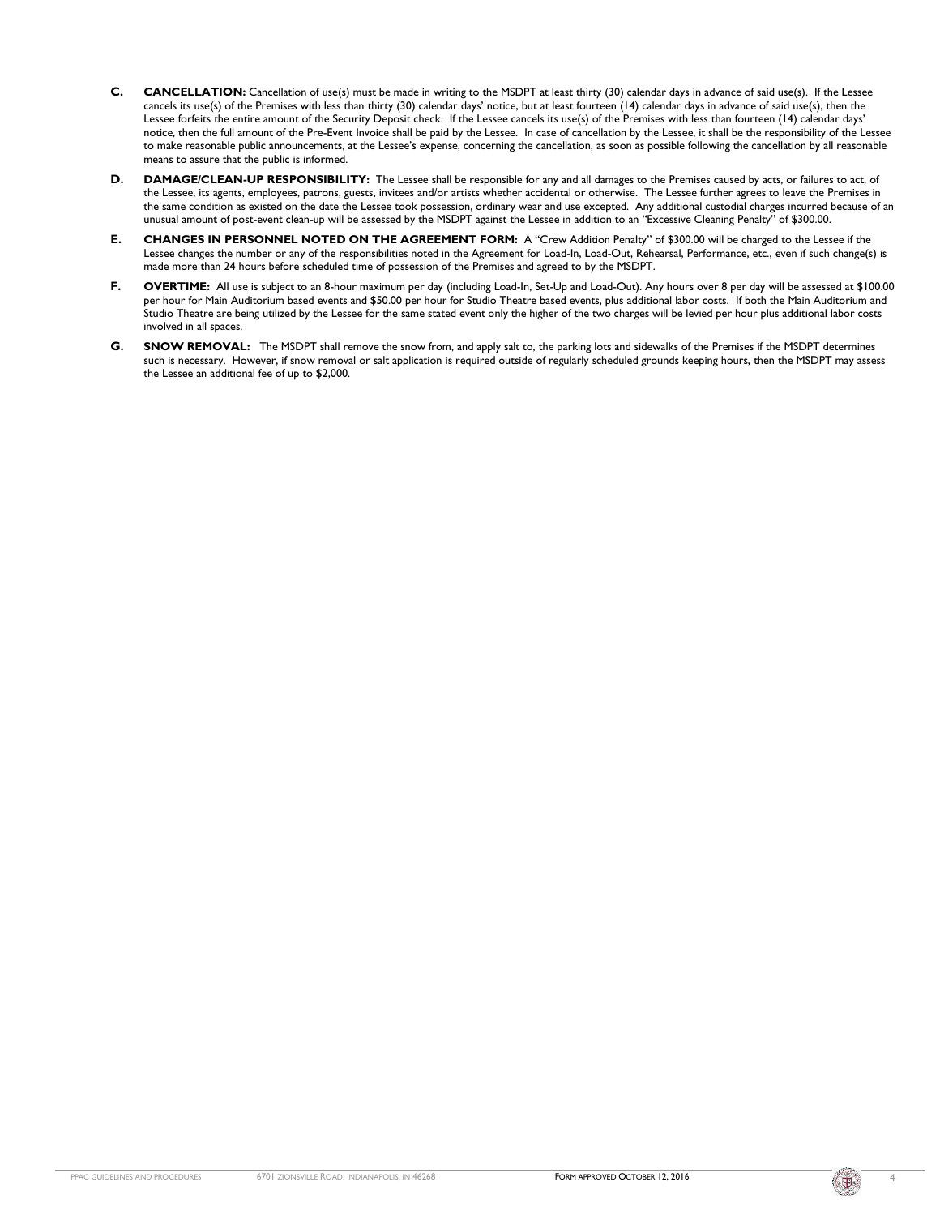**C. CANCELLATION:** Cancellation of use(s) must be made in writing to the MSDPT at least thirty (30) calendar days in advance of said use(s). If the Lessee cancels its use(s) of the Premises with less than thirty (30) calendar days' notice, but at least fourteen (14) calendar days in advance of said use(s), then the Lessee forfeits the entire amount of the Security Deposit check. If the Lessee cancels its use(s) of the Premises with less than fourteen (14) calendar days' notice, then the full amount of the Pre-Event Invoice shall be paid by the Lessee. In case of cancellation by the Lessee, it shall be the responsibility of the Lessee to make reasonable public announcements, at the Lessee's expense, concerning the cancellation, as soon as possible following the cancellation by all reasonable means to assure that the public is informed.

**D. DAMAGE/CLEAN-UP RESPONSIBILITY:** The Lessee shall be responsible for any and all damages to the Premises caused by acts, or failures to act, of the Lessee, its agents, employees, patrons, guests, invitees and/or artists whether accidental or otherwise. The Lessee further agrees to leave the Premises in the same condition as existed on the date the Lessee took possession, ordinary wear and use excepted. Any additional custodial charges incurred because of an unusual amount of post-event clean-up will be assessed by the MSDPT against the Lessee in addition to an "Excessive Cleaning Penalty" of $300.00.

**E. CHANGES IN PERSONNEL NOTED ON THE AGREEMENT FORM:** A "Crew Addition Penalty" of $300.00 will be charged to the Lessee if the Lessee changes the number or any of the responsibilities noted in the Agreement for Load-In, Load-Out, Rehearsal, Performance, etc., even if such change(s) is made more than 24 hours before scheduled time of possession of the Premises and agreed to by the MSDPT.

**F. OVERTIME:** All use is subject to an 8-hour maximum per day (including Load-In, Set-Up and Load-Out). Any hours over 8 per day will be assessed at $100.00 per hour for Main Auditorium based events and $50.00 per hour for Studio Theatre based events, plus additional labor costs. If both the Main Auditorium and Studio Theatre are being utilized by the Lessee for the same stated event only the higher of the two charges will be levied per hour plus additional labor costs involved in all spaces.

**G. SNOW REMOVAL:** The MSDPT shall remove the snow from, and apply salt to, the parking lots and sidewalks of the Premises if the MSDPT determines such is necessary. However, if snow removal or salt application is required outside of regularly scheduled grounds keeping hours, then the MSDPT may assess the Lessee an additional fee of up to $2,000.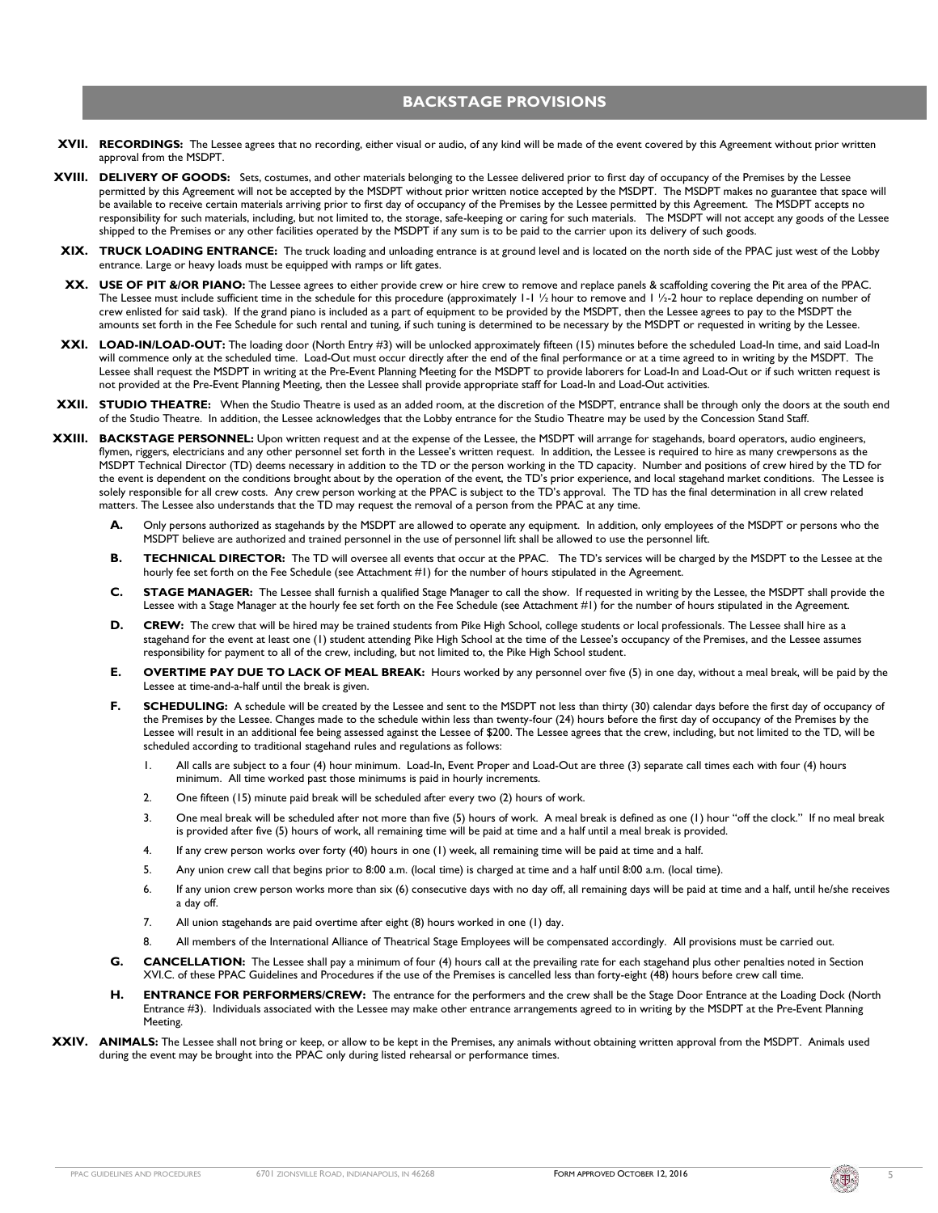## BACKSTAGE PROVISIONS

**XVII. RECORDINGS:** The Lessee agrees that no recording, either visual or audio, of any kind will be made of the event covered by this Agreement without prior written approval from the MSDPT.

**XVIII. DELIVERY OF GOODS:** Sets, costumes, and other materials belonging to the Lessee delivered prior to first day of occupancy of the Premises by the Lessee permitted by this Agreement will not be accepted by the MSDPT without prior written notice accepted by the MSDPT. The MSDPT makes no guarantee that space will be available to receive certain materials arriving prior to first day of occupancy of the Premises by the Lessee permitted by this Agreement. The MSDPT accepts no responsibility for such materials, including, but not limited to, the storage, safe-keeping or caring for such materials. The MSDPT will not accept any goods of the Lessee shipped to the Premises or any other facilities operated by the MSDPT if any sum is to be paid to the carrier upon its delivery of such goods.

**XIX. TRUCK LOADING ENTRANCE:** The truck loading and unloading entrance is at ground level and is located on the north side of the PPAC just west of the Lobby entrance. Large or heavy loads must be equipped with ramps or lift gates.

**XX. USE OF PIT &/OR PIANO:** The Lessee agrees to either provide crew or hire crew to remove and replace panels & scaffolding covering the Pit area of the PPAC. The Lessee must include sufficient time in the schedule for this procedure (approximately 1-1 ½ hour to remove and 1 ½-2 hour to replace depending on number of crew enlisted for said task). If the grand piano is included as a part of equipment to be provided by the MSDPT, then the Lessee agrees to pay to the MSDPT the amounts set forth in the Fee Schedule for such rental and tuning, if such tuning is determined to be necessary by the MSDPT or requested in writing by the Lessee.

**XXI. LOAD-IN/LOAD-OUT:** The loading door (North Entry #3) will be unlocked approximately fifteen (15) minutes before the scheduled Load-In time, and said Load-In will commence only at the scheduled time. Load-Out must occur directly after the end of the final performance or at a time agreed to in writing by the MSDPT. The Lessee shall request the MSDPT in writing at the Pre-Event Planning Meeting for the MSDPT to provide laborers for Load-In and Load-Out or if such written request is not provided at the Pre-Event Planning Meeting, then the Lessee shall provide appropriate staff for Load-In and Load-Out activities.

**XXII. STUDIO THEATRE:** When the Studio Theatre is used as an added room, at the discretion of the MSDPT, entrance shall be through only the doors at the south end of the Studio Theatre. In addition, the Lessee acknowledges that the Lobby entrance for the Studio Theatre may be used by the Concession Stand Staff.

**XXIII. BACKSTAGE PERSONNEL:** Upon written request and at the expense of the Lessee, the MSDPT will arrange for stagehands, board operators, audio engineers, flymen, riggers, electricians and any other personnel set forth in the Lessee's written request. In addition, the Lessee is required to hire as many crewpersons as the MSDPT Technical Director (TD) deems necessary in addition to the TD or the person working in the TD capacity. Number and positions of crew hired by the TD for the event is dependent on the conditions brought about by the operation of the event, the TD's prior experience, and local stagehand market conditions. The Lessee is solely responsible for all crew costs. Any crew person working at the PPAC is subject to the TD's approval. The TD has the final determination in all crew related matters. The Lessee also understands that the TD may request the removal of a person from the PPAC at any time.

- **A.** Only persons authorized as stagehands by the MSDPT are allowed to operate any equipment. In addition, only employees of the MSDPT or persons who the MSDPT believe are authorized and trained personnel in the use of personnel lift shall be allowed to use the personnel lift.
- **B. TECHNICAL DIRECTOR:** The TD will oversee all events that occur at the PPAC. The TD's services will be charged by the MSDPT to the Lessee at the hourly fee set forth on the Fee Schedule (see Attachment #1) for the number of hours stipulated in the Agreement.
- **C. STAGE MANAGER:** The Lessee shall furnish a qualified Stage Manager to call the show. If requested in writing by the Lessee, the MSDPT shall provide the Lessee with a Stage Manager at the hourly fee set forth on the Fee Schedule (see Attachment #1) for the number of hours stipulated in the Agreement.
- **D. CREW:** The crew that will be hired may be trained students from Pike High School, college students or local professionals. The Lessee shall hire as a stagehand for the event at least one (1) student attending Pike High School at the time of the Lessee's occupancy of the Premises, and the Lessee assumes responsibility for payment to all of the crew, including, but not limited to, the Pike High School student.
- **E. OVERTIME PAY DUE TO LACK OF MEAL BREAK:** Hours worked by any personnel over five (5) in one day, without a meal break, will be paid by the Lessee at time-and-a-half until the break is given.
- **F. SCHEDULING:** A schedule will be created by the Lessee and sent to the MSDPT not less than thirty (30) calendar days before the first day of occupancy of the Premises by the Lessee. Changes made to the schedule within less than twenty-four (24) hours before the first day of occupancy of the Premises by the Lessee will result in an additional fee being assessed against the Lessee of $200. The Lessee agrees that the crew, including, but not limited to, the TD, will be scheduled according to traditional stagehand rules and regulations as follows:
  1. All calls are subject to a four (4) hour minimum. Load-In, Event Proper and Load-Out are three (3) separate call times each with four (4) hours minimum. All time worked past those minimums is paid in hourly increments.
  2. One fifteen (15) minute paid break will be scheduled after every two (2) hours of work.
  3. One meal break will be scheduled after not more than five (5) hours of work. A meal break is defined as one (1) hour "off the clock." If no meal break is provided after five (5) hours of work, all remaining time will be paid at time and a half until a meal break is provided.
  4. If any crew person works over forty (40) hours in one (1) week, all remaining time will be paid at time and a half.
  5. Any union crew call that begins prior to 8:00 a.m. (local time) is charged at time and a half until 8:00 a.m. (local time).
  6. If any union crew person works more than six (6) consecutive days with no day off, all remaining days will be paid at time and a half, until he/she receives a day off.
  7. All union stagehands are paid overtime after eight (8) hours worked in one (1) day.
  8. All members of the International Alliance of Theatrical Stage Employees will be compensated accordingly. All provisions must be carried out.
- **G. CANCELLATION:** The Lessee shall pay a minimum of four (4) hours call at the prevailing rate for each stagehand plus other penalties noted in Section XVI.C. of these PPAC Guidelines and Procedures if the use of the Premises is cancelled less than forty-eight (48) hours before crew call time.
- **H. ENTRANCE FOR PERFORMERS/CREW:** The entrance for the performers and the crew shall be the Stage Door Entrance at the Loading Dock (North Entrance #3). Individuals associated with the Lessee may make other entrance arrangements agreed to in writing by the MSDPT at the Pre-Event Planning Meeting.

**XXIV. ANIMALS:** The Lessee shall not bring or keep, or allow to be kept in the Premises, any animals without obtaining written approval from the MSDPT. Animals used during the event may be brought into the PPAC only during listed rehearsal or performance times.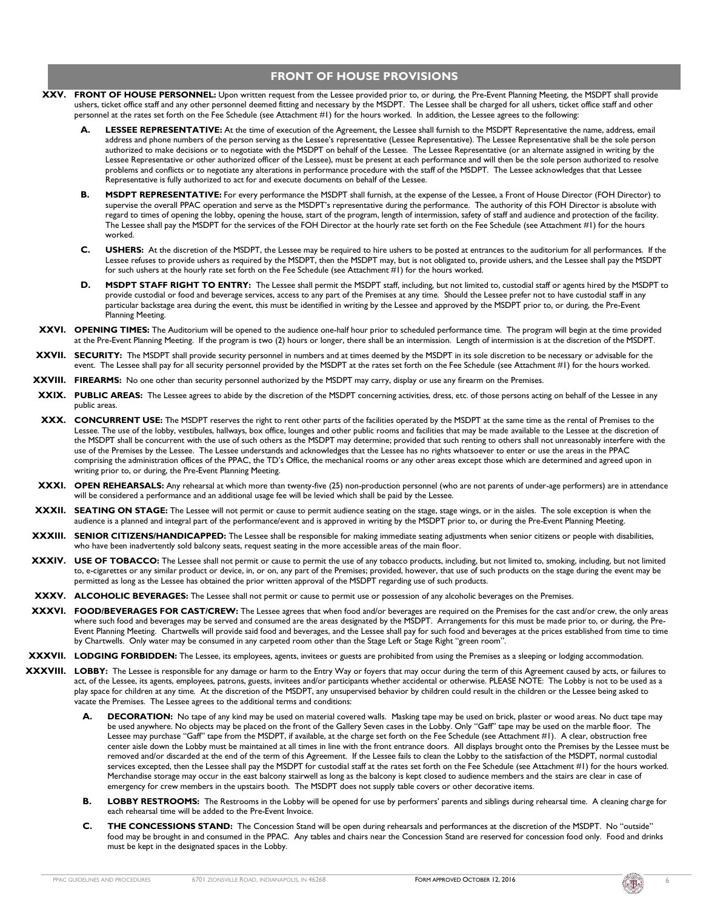## FRONT OF HOUSE PROVISIONS

**XXV. FRONT OF HOUSE PERSONNEL:** Upon written request from the Lessee provided prior to, or during, the Pre-Event Planning Meeting, the MSDPT shall provide ushers, ticket office staff and any other personnel deemed fitting and necessary by the MSDPT. The Lessee shall be charged for all ushers, ticket office staff and other personnel at the rates set forth on the Fee Schedule (see Attachment #1) for the hours worked. In addition, the Lessee agrees to the following:

- **A. LESSEE REPRESENTATIVE:** At the time of execution of the Agreement, the Lessee shall furnish to the MSDPT Representative the name, address, email address and phone numbers of the person serving as the Lessee's representative (Lessee Representative). The Lessee Representative shall be the sole person authorized to make decisions or to negotiate with the MSDPT on behalf of the Lessee. The Lessee Representative (or an alternate assigned in writing by the Lessee Representative or other authorized officer of the Lessee), must be present at each performance and will then be the sole person authorized to resolve problems and conflicts or to negotiate any alterations in performance procedure with the staff of the MSDPT. The Lessee acknowledges that that Lessee Representative is fully authorized to act for and execute documents on behalf of the Lessee.
- **B. MSDPT REPRESENTATIVE:** For every performance the MSDPT shall furnish, at the expense of the Lessee, a Front of House Director (FOH Director) to supervise the overall PPAC operation and serve as the MSDPT's representative during the performance. The authority of this FOH Director is absolute with regard to times of opening the lobby, opening the house, start of the program, length of intermission, safety of staff and audience and protection of the facility. The Lessee shall pay the MSDPT for the services of the FOH Director at the hourly rate set forth on the Fee Schedule (see Attachment #1) for the hours worked.
- **C. USHERS:** At the discretion of the MSDPT, the Lessee may be required to hire ushers to be posted at entrances to the auditorium for all performances. If the Lessee refuses to provide ushers as required by the MSDPT, then the MSDPT may, but is not obligated to, provide ushers, and the Lessee shall pay the MSDPT for such ushers at the hourly rate set forth on the Fee Schedule (see Attachment #1) for the hours worked.
- **D. MSDPT STAFF RIGHT TO ENTRY:** The Lessee shall permit the MSDPT staff, including, but not limited to, custodial staff or agents hired by the MSDPT to provide custodial or food and beverage services, access to any part of the Premises at any time. Should the Lessee prefer not to have custodial staff in any particular backstage area during the event, this must be identified in writing by the Lessee and approved by the MSDPT prior to, or during, the Pre-Event Planning Meeting.

**XXVI. OPENING TIMES:** The Auditorium will be opened to the audience one-half hour prior to scheduled performance time. The program will begin at the time provided at the Pre-Event Planning Meeting. If the program is two (2) hours or longer, there shall be an intermission. Length of intermission is at the discretion of the MSDPT.

**XXVII. SECURITY:** The MSDPT shall provide security personnel in numbers and at times deemed by the MSDPT in its sole discretion to be necessary or advisable for the event. The Lessee shall pay for all security personnel provided by the MSDPT at the rates set forth on the Fee Schedule (see Attachment #1) for the hours worked.

**XXVIII. FIREARMS:** No one other than security personnel authorized by the MSDPT may carry, display or use any firearm on the Premises.

**XXIX. PUBLIC AREAS:** The Lessee agrees to abide by the discretion of the MSDPT concerning activities, dress, etc. of those persons acting on behalf of the Lessee in any public areas.

**XXX. CONCURRENT USE:** The MSDPT reserves the right to rent other parts of the facilities operated by the MSDPT at the same time as the rental of Premises to the Lessee. The use of the lobby, vestibules, hallways, box office, lounges and other public rooms and facilities that may be made available to the Lessee at the discretion of the MSDPT shall be concurrent with the use of such others as the MSDPT may determine; provided that such renting to others shall not unreasonably interfere with the use of the Premises by the Lessee. The Lessee understands and acknowledges that the Lessee has no rights whatsoever to enter or use the areas in the PPAC comprising the administration offices of the PPAC, the TD's Office, the mechanical rooms or any other areas except those which are determined and agreed upon in writing prior to, or during, the Pre-Event Planning Meeting.

**XXXI. OPEN REHEARSALS:** Any rehearsal at which more than twenty-five (25) non-production personnel (who are not parents of under-age performers) are in attendance will be considered a performance and an additional usage fee will be levied which shall be paid by the Lessee.

**XXXII. SEATING ON STAGE:** The Lessee will not permit or cause to permit audience seating on the stage, stage wings, or in the aisles. The sole exception is when the audience is a planned and integral part of the performance/event and is approved in writing by the MSDPT prior to, or during the Pre-Event Planning Meeting.

**XXXIII. SENIOR CITIZENS/HANDICAPPED:** The Lessee shall be responsible for making immediate seating adjustments when senior citizens or people with disabilities, who have been inadvertently sold balcony seats, request seating in the more accessible areas of the main floor.

**XXXIV. USE OF TOBACCO:** The Lessee shall not permit or cause to permit the use of any tobacco products, including, but not limited to, smoking, including, but not limited to, e-cigarettes or any similar product or device, in, or on, any part of the Premises; provided, however, that use of such products on the stage during the event may be permitted as long as the Lessee has obtained the prior written approval of the MSDPT regarding use of such products.

**XXXV. ALCOHOLIC BEVERAGES:** The Lessee shall not permit or cause to permit use or possession of any alcoholic beverages on the Premises.

**XXXVI. FOOD/BEVERAGES FOR CAST/CREW:** The Lessee agrees that when food and/or beverages are required on the Premises for the cast and/or crew, the only areas where such food and beverages may be served and consumed are the areas designated by the MSDPT. Arrangements for this must be made prior to, or during, the Pre-Event Planning Meeting. Chartwells will provide said food and beverages, and the Lessee shall pay for such food and beverages at the prices established from time to time by Chartwells. Only water may be consumed in any carpeted room other than the Stage Left or Stage Right "green room".

**XXXVII. LODGING FORBIDDEN:** The Lessee, its employees, agents, invitees or guests are prohibited from using the Premises as a sleeping or lodging accommodation.

**XXXVIII. LOBBY:** The Lessee is responsible for any damage or harm to the Entry Way or foyers that may occur during the term of this Agreement caused by acts, or failures to act, of the Lessee, its agents, employees, patrons, guests, invitees and/or participants whether accidental or otherwise. PLEASE NOTE: The Lobby is not to be used as a play space for children at any time. At the discretion of the MSDPT, any unsupervised behavior by children could result in the children or the Lessee being asked to vacate the Premises. The Lessee agrees to the additional terms and conditions:

- **A. DECORATION:** No tape of any kind may be used on material covered walls. Masking tape may be used on brick, plaster or wood areas. No duct tape may be used anywhere. No objects may be placed on the front of the Gallery Seven cases in the Lobby. Only "Gaff" tape may be used on the marble floor. The Lessee may purchase "Gaff" tape from the MSDPT, if available, at the charge set forth on the Fee Schedule (see Attachment #1). A clear, obstruction free center aisle down the Lobby must be maintained at all times in line with the front entrance doors. All displays brought onto the Premises by the Lessee must be removed and/or discarded at the end of the term of this Agreement. If the Lessee fails to clean the Lobby to the satisfaction of the MSDPT, normal custodial services excepted, then the Lessee shall pay the MSDPT for custodial staff at the rates set forth on the Fee Schedule (see Attachment #1) for the hours worked. Merchandise storage may occur in the east balcony stairwell as long as the balcony is kept closed to audience members and the stairs are clear in case of emergency for crew members in the upstairs booth. The MSDPT does not supply table covers or other decorative items.
- **B. LOBBY RESTROOMS:** The Restrooms in the Lobby will be opened for use by performers' parents and siblings during rehearsal time. A cleaning charge for each rehearsal time will be added to the Pre-Event Invoice.
- **C. THE CONCESSIONS STAND:** The Concession Stand will be open during rehearsals and performances at the discretion of the MSDPT. No "outside" food may be brought in and consumed in the PPAC. Any tables and chairs near the Concession Stand are reserved for concession food only. Food and drinks must be kept in the designated spaces in the Lobby.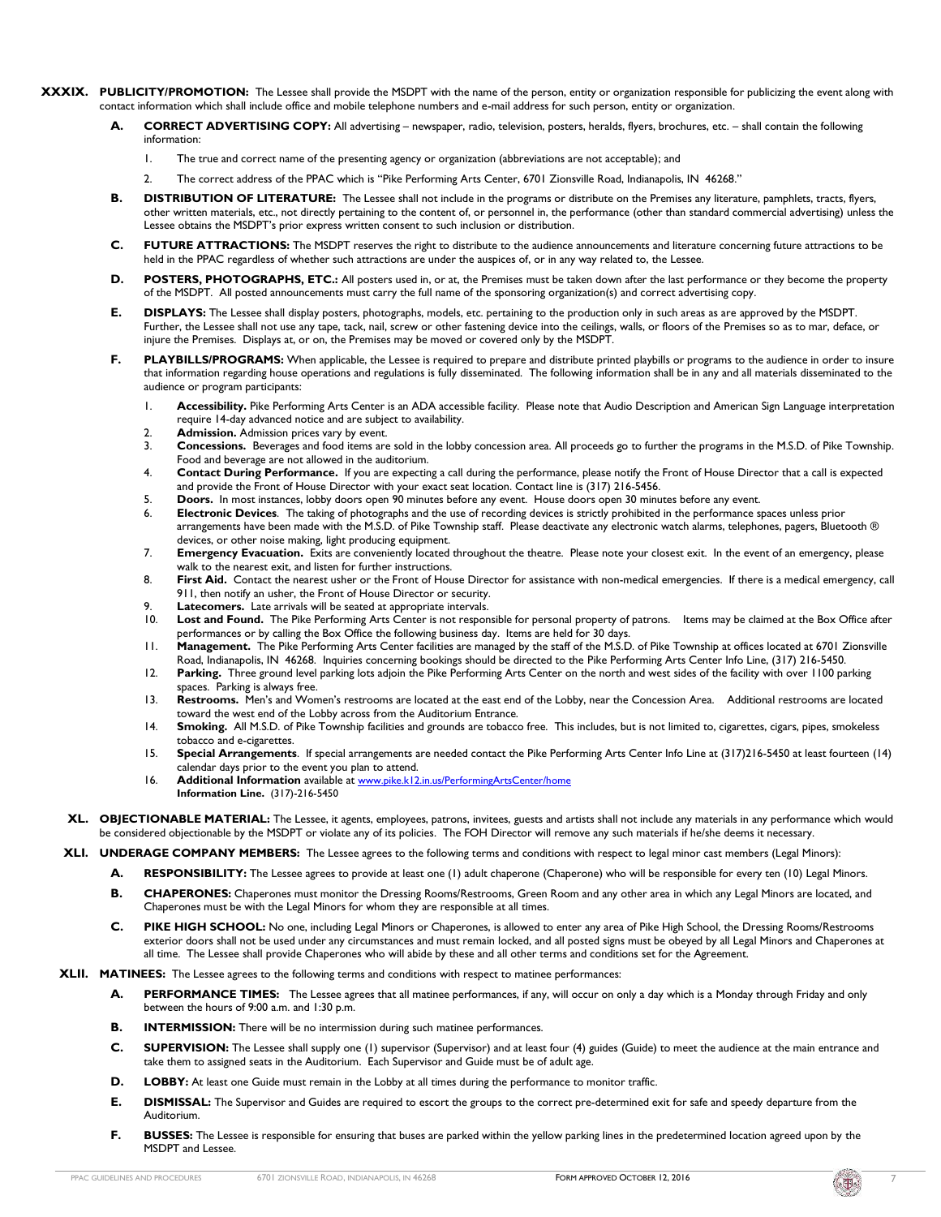**XXXIX. PUBLICITY/PROMOTION:** The Lessee shall provide the MSDPT with the name of the person, entity or organization responsible for publicizing the event along with contact information which shall include office and mobile telephone numbers and e-mail address for such person, entity or organization.

**A. CORRECT ADVERTISING COPY:** All advertising – newspaper, radio, television, posters, heralds, flyers, brochures, etc. – shall contain the following information:

1. The true and correct name of the presenting agency or organization (abbreviations are not acceptable); and
2. The correct address of the PPAC which is "Pike Performing Arts Center, 6701 Zionsville Road, Indianapolis, IN 46268."

**B. DISTRIBUTION OF LITERATURE:** The Lessee shall not include in the programs or distribute on the Premises any literature, pamphlets, tracts, flyers, other written materials, etc., not directly pertaining to the content of, or personnel in, the performance (other than standard commercial advertising) unless the Lessee obtains the MSDPT's prior express written consent to such inclusion or distribution.

**C. FUTURE ATTRACTIONS:** The MSDPT reserves the right to distribute to the audience announcements and literature concerning future attractions to be held in the PPAC regardless of whether such attractions are under the auspices of, or in any way related to, the Lessee.

**D. POSTERS, PHOTOGRAPHS, ETC.:** All posters used in, or at, the Premises must be taken down after the last performance or they become the property of the MSDPT. All posted announcements must carry the full name of the sponsoring organization(s) and correct advertising copy.

**E. DISPLAYS:** The Lessee shall display posters, photographs, models, etc. pertaining to the production only in such areas as are approved by the MSDPT. Further, the Lessee shall not use any tape, tack, nail, screw or other fastening device into the ceilings, walls, or floors of the Premises so as to mar, deface, or injure the Premises. Displays at, or on, the Premises may be moved or covered only by the MSDPT.

**F. PLAYBILLS/PROGRAMS:** When applicable, the Lessee is required to prepare and distribute printed playbills or programs to the audience in order to insure that information regarding house operations and regulations is fully disseminated. The following information shall be in any and all materials disseminated to the audience or program participants:

1. **Accessibility.** Pike Performing Arts Center is an ADA accessible facility. Please note that Audio Description and American Sign Language interpretation require 14-day advanced notice and are subject to availability.
2. **Admission.** Admission prices vary by event.
3. **Concessions.** Beverages and food items are sold in the lobby concession area. All proceeds go to further the programs in the M.S.D. of Pike Township. Food and beverage are not allowed in the auditorium.
4. **Contact During Performance.** If you are expecting a call during the performance, please notify the Front of House Director that a call is expected and provide the Front of House Director with your exact seat location. Contact line is (317) 216-5456.
5. **Doors.** In most instances, lobby doors open 90 minutes before any event. House doors open 30 minutes before any event.
6. **Electronic Devices**. The taking of photographs and the use of recording devices is strictly prohibited in the performance spaces unless prior arrangements have been made with the M.S.D. of Pike Township staff. Please deactivate any electronic watch alarms, telephones, pagers, Bluetooth ® devices, or other noise making, light producing equipment.
7. **Emergency Evacuation.** Exits are conveniently located throughout the theatre. Please note your closest exit. In the event of an emergency, please walk to the nearest exit, and listen for further instructions.
8. **First Aid.** Contact the nearest usher or the Front of House Director for assistance with non-medical emergencies. If there is a medical emergency, call 911, then notify an usher, the Front of House Director or security.
9. **Latecomers.** Late arrivals will be seated at appropriate intervals.
10. **Lost and Found.** The Pike Performing Arts Center is not responsible for personal property of patrons. Items may be claimed at the Box Office after performances or by calling the Box Office the following business day. Items are held for 30 days.
11. **Management.** The Pike Performing Arts Center facilities are managed by the staff of the M.S.D. of Pike Township at offices located at 6701 Zionsville Road, Indianapolis, IN 46268. Inquiries concerning bookings should be directed to the Pike Performing Arts Center Info Line, (317) 216-5450.
12. **Parking.** Three ground level parking lots adjoin the Pike Performing Arts Center on the north and west sides of the facility with over 1100 parking spaces. Parking is always free.
13. **Restrooms.** Men's and Women's restrooms are located at the east end of the Lobby, near the Concession Area. Additional restrooms are located toward the west end of the Lobby across from the Auditorium Entrance.
14. **Smoking.** All M.S.D. of Pike Township facilities and grounds are tobacco free. This includes, but is not limited to, cigarettes, cigars, pipes, smokeless tobacco and e-cigarettes.
15. **Special Arrangements**. If special arrangements are needed contact the Pike Performing Arts Center Info Line at (317)216-5450 at least fourteen (14) calendar days prior to the event you plan to attend.
16. **Additional Information** available at www.pike.k12.in.us/PerformingArtsCenter/home
    **Information Line.** (317)-216-5450

**XL. OBJECTIONABLE MATERIAL:** The Lessee, it agents, employees, patrons, invitees, guests and artists shall not include any materials in any performance which would be considered objectionable by the MSDPT or violate any of its policies. The FOH Director will remove any such materials if he/she deems it necessary.

**XLI. UNDERAGE COMPANY MEMBERS:** The Lessee agrees to the following terms and conditions with respect to legal minor cast members (Legal Minors):

**A. RESPONSIBILITY:** The Lessee agrees to provide at least one (1) adult chaperone (Chaperone) who will be responsible for every ten (10) Legal Minors.

**B. CHAPERONES:** Chaperones must monitor the Dressing Rooms/Restrooms, Green Room and any other area in which any Legal Minors are located, and Chaperones must be with the Legal Minors for whom they are responsible at all times.

**C. PIKE HIGH SCHOOL:** No one, including Legal Minors or Chaperones, is allowed to enter any area of Pike High School, the Dressing Rooms/Restrooms exterior doors shall not be used under any circumstances and must remain locked, and all posted signs must be obeyed by all Legal Minors and Chaperones at all time. The Lessee shall provide Chaperones who will abide by these and all other terms and conditions set for the Agreement.

**XLII. MATINEES:** The Lessee agrees to the following terms and conditions with respect to matinee performances:

**A. PERFORMANCE TIMES:** The Lessee agrees that all matinee performances, if any, will occur on only a day which is a Monday through Friday and only between the hours of 9:00 a.m. and 1:30 p.m.

**B. INTERMISSION:** There will be no intermission during such matinee performances.

**C. SUPERVISION:** The Lessee shall supply one (1) supervisor (Supervisor) and at least four (4) guides (Guide) to meet the audience at the main entrance and take them to assigned seats in the Auditorium. Each Supervisor and Guide must be of adult age.

**D. LOBBY:** At least one Guide must remain in the Lobby at all times during the performance to monitor traffic.

**E. DISMISSAL:** The Supervisor and Guides are required to escort the groups to the correct pre-determined exit for safe and speedy departure from the Auditorium.

**F. BUSSES:** The Lessee is responsible for ensuring that buses are parked within the yellow parking lines in the predetermined location agreed upon by the MSDPT and Lessee.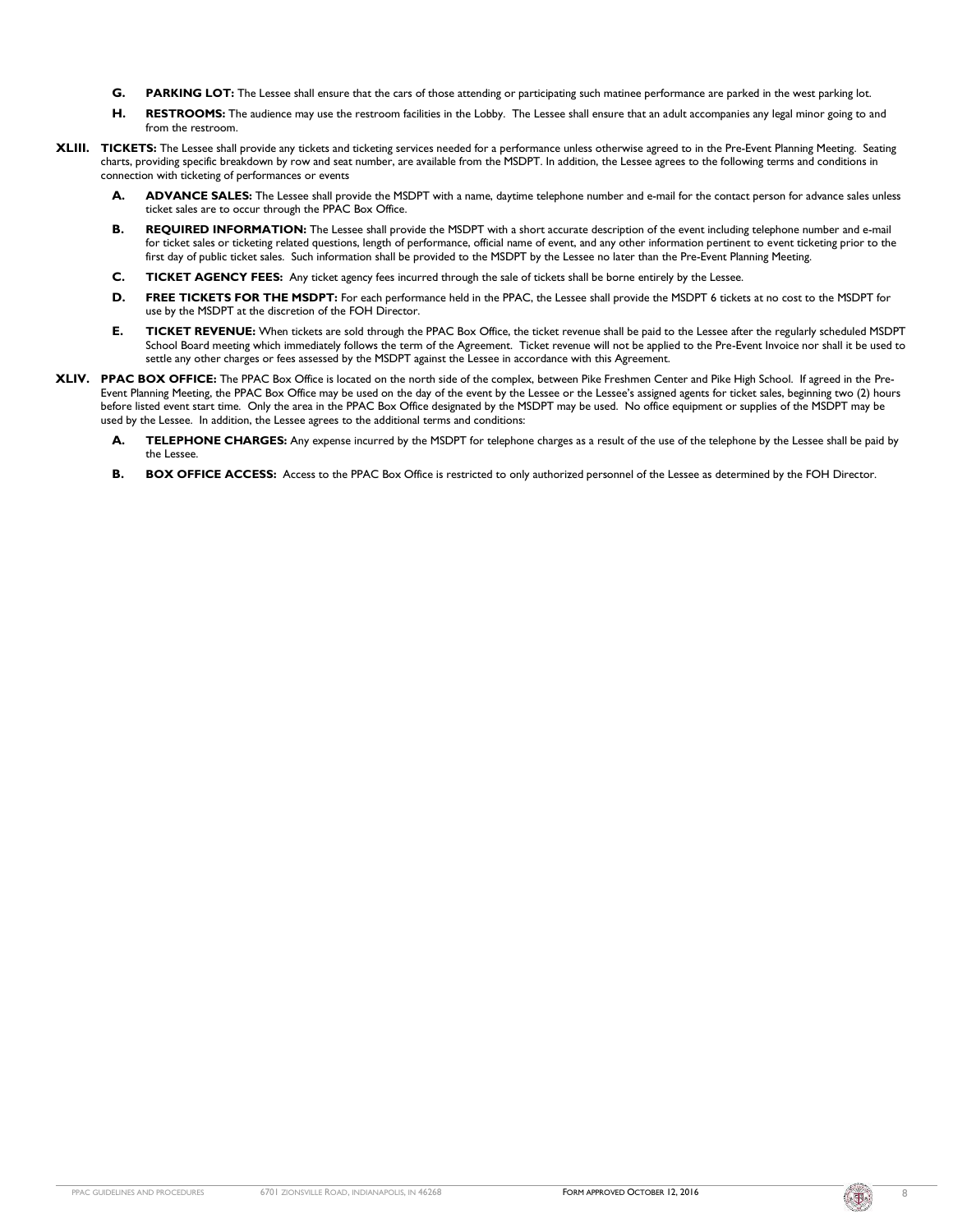**G. PARKING LOT:** The Lessee shall ensure that the cars of those attending or participating such matinee performance are parked in the west parking lot.

**H. RESTROOMS:** The audience may use the restroom facilities in the Lobby. The Lessee shall ensure that an adult accompanies any legal minor going to and from the restroom.

**XLIII. TICKETS:** The Lessee shall provide any tickets and ticketing services needed for a performance unless otherwise agreed to in the Pre-Event Planning Meeting. Seating charts, providing specific breakdown by row and seat number, are available from the MSDPT. In addition, the Lessee agrees to the following terms and conditions in connection with ticketing of performances or events

**A. ADVANCE SALES:** The Lessee shall provide the MSDPT with a name, daytime telephone number and e-mail for the contact person for advance sales unless ticket sales are to occur through the PPAC Box Office.

**B. REQUIRED INFORMATION:** The Lessee shall provide the MSDPT with a short accurate description of the event including telephone number and e-mail for ticket sales or ticketing related questions, length of performance, official name of event, and any other information pertinent to event ticketing prior to the first day of public ticket sales. Such information shall be provided to the MSDPT by the Lessee no later than the Pre-Event Planning Meeting.

**C. TICKET AGENCY FEES:** Any ticket agency fees incurred through the sale of tickets shall be borne entirely by the Lessee.

**D. FREE TICKETS FOR THE MSDPT:** For each performance held in the PPAC, the Lessee shall provide the MSDPT 6 tickets at no cost to the MSDPT for use by the MSDPT at the discretion of the FOH Director.

**E. TICKET REVENUE:** When tickets are sold through the PPAC Box Office, the ticket revenue shall be paid to the Lessee after the regularly scheduled MSDPT School Board meeting which immediately follows the term of the Agreement. Ticket revenue will not be applied to the Pre-Event Invoice nor shall it be used to settle any other charges or fees assessed by the MSDPT against the Lessee in accordance with this Agreement.

**XLIV. PPAC BOX OFFICE:** The PPAC Box Office is located on the north side of the complex, between Pike Freshmen Center and Pike High School. If agreed in the Pre-Event Planning Meeting, the PPAC Box Office may be used on the day of the event by the Lessee or the Lessee's assigned agents for ticket sales, beginning two (2) hours before listed event start time. Only the area in the PPAC Box Office designated by the MSDPT may be used. No office equipment or supplies of the MSDPT may be used by the Lessee. In addition, the Lessee agrees to the additional terms and conditions:

**A. TELEPHONE CHARGES:** Any expense incurred by the MSDPT for telephone charges as a result of the use of the telephone by the Lessee shall be paid by the Lessee.

**B. BOX OFFICE ACCESS:** Access to the PPAC Box Office is restricted to only authorized personnel of the Lessee as determined by the FOH Director.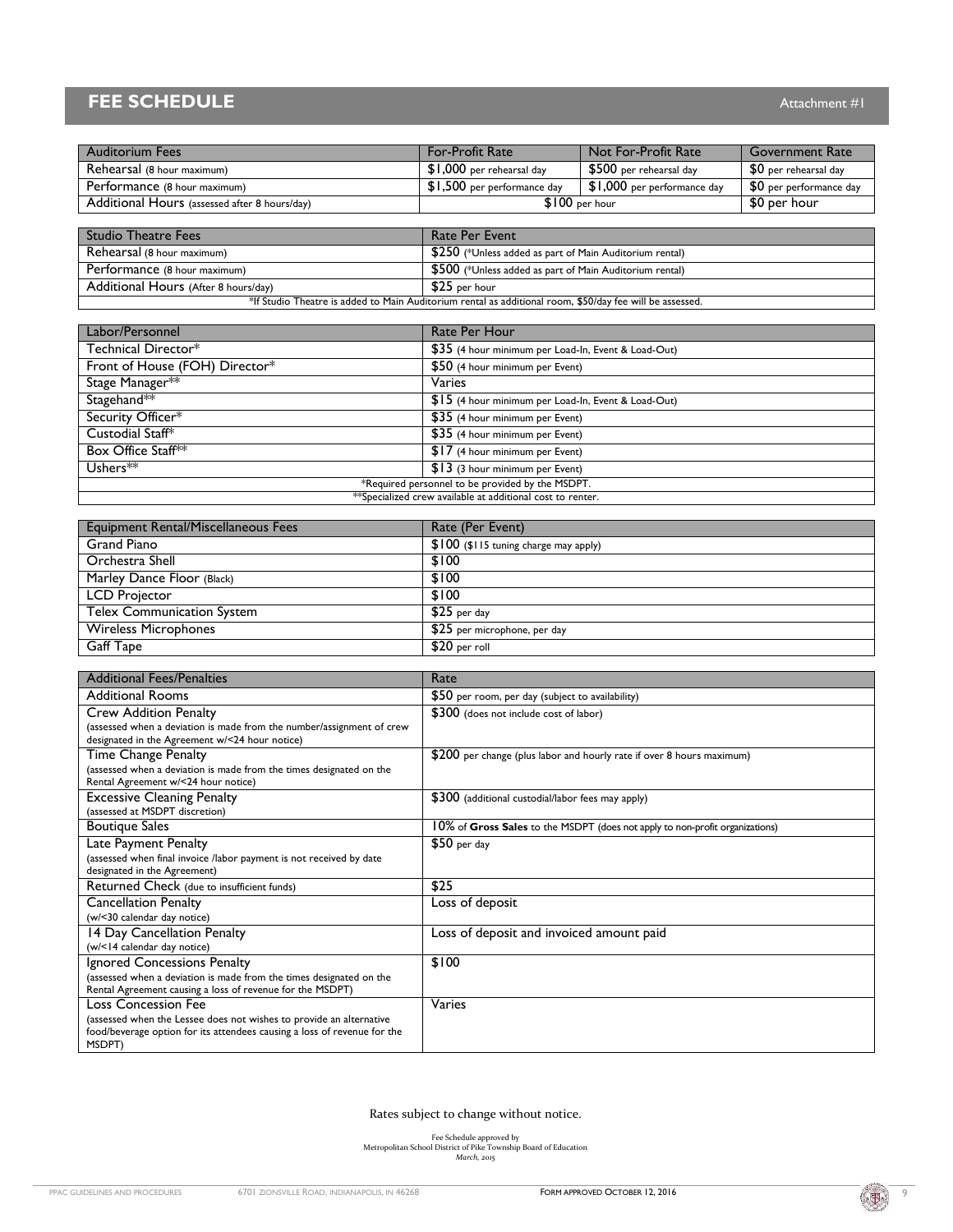## FEE SCHEDULE

Attachment #1

| Auditorium Fees | For-Profit Rate | Not For-Profit Rate | Government Rate |
|---|---|---|---|
| Rehearsal (8 hour maximum) | $1,000 per rehearsal day | $500 per rehearsal day | $0 per rehearsal day |
| Performance (8 hour maximum) | $1,500 per performance day | $1,000 per performance day | $0 per performance day |
| Additional Hours (assessed after 8 hours/day) | $100 per hour | | $0 per hour |

| Studio Theatre Fees | Rate Per Event |
|---|---|
| Rehearsal (8 hour maximum) | $250 (*Unless added as part of Main Auditorium rental) |
| Performance (8 hour maximum) | $500 (*Unless added as part of Main Auditorium rental) |
| Additional Hours (After 8 hours/day) | $25 per hour |
| *If Studio Theatre is added to Main Auditorium rental as additional room, $50/day fee will be assessed. | |

| Labor/Personnel | Rate Per Hour |
|---|---|
| Technical Director* | $35 (4 hour minimum per Load-In, Event & Load-Out) |
| Front of House (FOH) Director* | $50 (4 hour minimum per Event) |
| Stage Manager** | Varies |
| Stagehand** | $15 (4 hour minimum per Load-In, Event & Load-Out) |
| Security Officer* | $35 (4 hour minimum per Event) |
| Custodial Staff* | $35 (4 hour minimum per Event) |
| Box Office Staff** | $17 (4 hour minimum per Event) |
| Ushers** | $13 (3 hour minimum per Event) |
| *Required personnel to be provided by the MSDPT. | |
| **Specialized crew available at additional cost to renter. | |

| Equipment Rental/Miscellaneous Fees | Rate (Per Event) |
|---|---|
| Grand Piano | $100 ($115 tuning charge may apply) |
| Orchestra Shell | $100 |
| Marley Dance Floor (Black) | $100 |
| LCD Projector | $100 |
| Telex Communication System | $25 per day |
| Wireless Microphones | $25 per microphone, per day |
| Gaff Tape | $20 per roll |

| Additional Fees/Penalties | Rate |
|---|---|
| Additional Rooms | $50 per room, per day (subject to availability) |
| Crew Addition Penalty (assessed when a deviation is made from the number/assignment of crew designated in the Agreement w/<24 hour notice) | $300 (does not include cost of labor) |
| Time Change Penalty (assessed when a deviation is made from the times designated on the Rental Agreement w/<24 hour notice) | $200 per change (plus labor and hourly rate if over 8 hours maximum) |
| Excessive Cleaning Penalty (assessed at MSDPT discretion) | $300 (additional custodial/labor fees may apply) |
| Boutique Sales | 10% of **Gross Sales** to the MSDPT (does not apply to non-profit organizations) |
| Late Payment Penalty (assessed when final invoice /labor payment is not received by date designated in the Agreement) | $50 per day |
| Returned Check (due to insufficient funds) | $25 |
| Cancellation Penalty (w/<30 calendar day notice) | Loss of deposit |
| 14 Day Cancellation Penalty (w/<14 calendar day notice) | Loss of deposit and invoiced amount paid |
| Ignored Concessions Penalty (assessed when a deviation is made from the times designated on the Rental Agreement causing a loss of revenue for the MSDPT) | $100 |
| Loss Concession Fee (assessed when the Lessee does not wishes to provide an alternative food/beverage option for its attendees causing a loss of revenue for the MSDPT) | Varies |

Rates subject to change without notice.

Fee Schedule approved by
Metropolitan School District of Pike Township Board of Education
*March, 2015*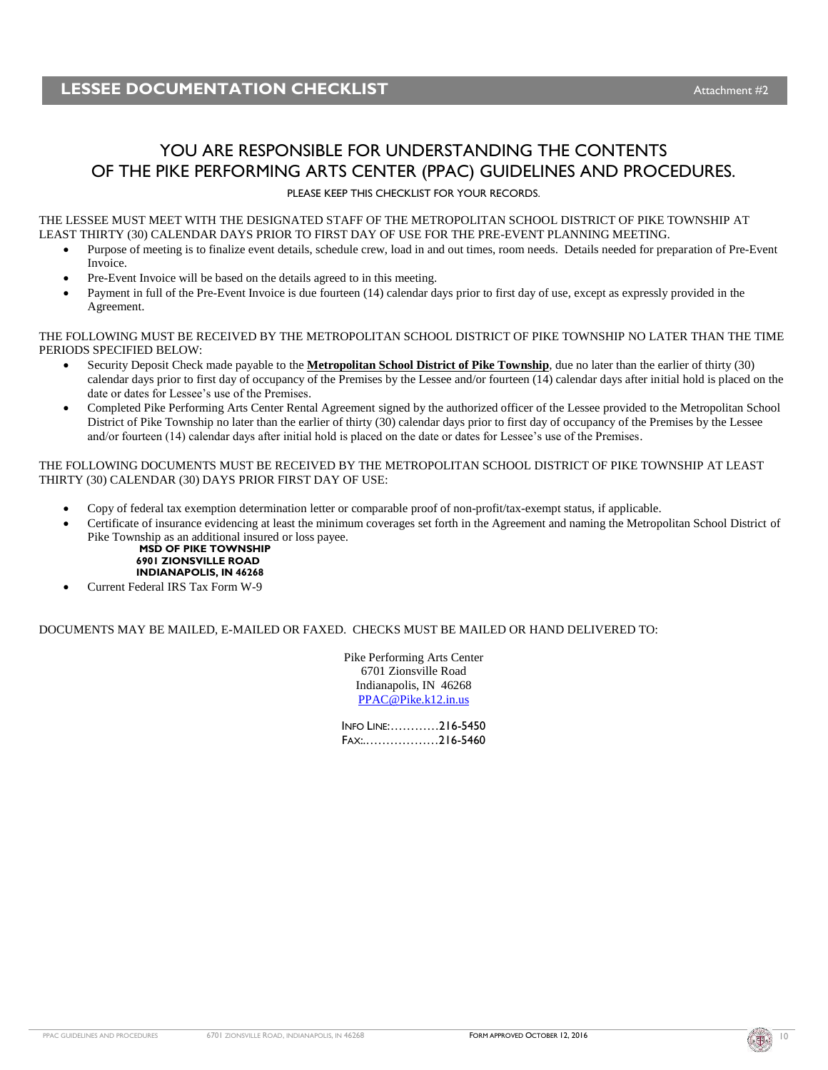# LESSEE DOCUMENTATION CHECKLIST

Attachment #2

## YOU ARE RESPONSIBLE FOR UNDERSTANDING THE CONTENTS OF THE PIKE PERFORMING ARTS CENTER (PPAC) GUIDELINES AND PROCEDURES.

PLEASE KEEP THIS CHECKLIST FOR YOUR RECORDS.

THE LESSEE MUST MEET WITH THE DESIGNATED STAFF OF THE METROPOLITAN SCHOOL DISTRICT OF PIKE TOWNSHIP AT LEAST THIRTY (30) CALENDAR DAYS PRIOR TO FIRST DAY OF USE FOR THE PRE-EVENT PLANNING MEETING.

- Purpose of meeting is to finalize event details, schedule crew, load in and out times, room needs. Details needed for preparation of Pre-Event Invoice.
- Pre-Event Invoice will be based on the details agreed to in this meeting.
- Payment in full of the Pre-Event Invoice is due fourteen (14) calendar days prior to first day of use, except as expressly provided in the Agreement.

THE FOLLOWING MUST BE RECEIVED BY THE METROPOLITAN SCHOOL DISTRICT OF PIKE TOWNSHIP NO LATER THAN THE TIME PERIODS SPECIFIED BELOW:

- Security Deposit Check made payable to the **Metropolitan School District of Pike Township**, due no later than the earlier of thirty (30) calendar days prior to first day of occupancy of the Premises by the Lessee and/or fourteen (14) calendar days after initial hold is placed on the date or dates for Lessee's use of the Premises.
- Completed Pike Performing Arts Center Rental Agreement signed by the authorized officer of the Lessee provided to the Metropolitan School District of Pike Township no later than the earlier of thirty (30) calendar days prior to first day of occupancy of the Premises by the Lessee and/or fourteen (14) calendar days after initial hold is placed on the date or dates for Lessee's use of the Premises.

THE FOLLOWING DOCUMENTS MUST BE RECEIVED BY THE METROPOLITAN SCHOOL DISTRICT OF PIKE TOWNSHIP AT LEAST THIRTY (30) CALENDAR (30) DAYS PRIOR FIRST DAY OF USE:

- Copy of federal tax exemption determination letter or comparable proof of non-profit/tax-exempt status, if applicable.
- Certificate of insurance evidencing at least the minimum coverages set forth in the Agreement and naming the Metropolitan School District of Pike Township as an additional insured or loss payee.

  **MSD OF PIKE TOWNSHIP**
  **6901 ZIONSVILLE ROAD**
  **INDIANAPOLIS, IN 46268**
- Current Federal IRS Tax Form W-9

DOCUMENTS MAY BE MAILED, E-MAILED OR FAXED. CHECKS MUST BE MAILED OR HAND DELIVERED TO:

Pike Performing Arts Center
6701 Zionsville Road
Indianapolis, IN 46268
PPAC@Pike.k12.in.us

INFO LINE:…………216-5450
FAX:………………216-5460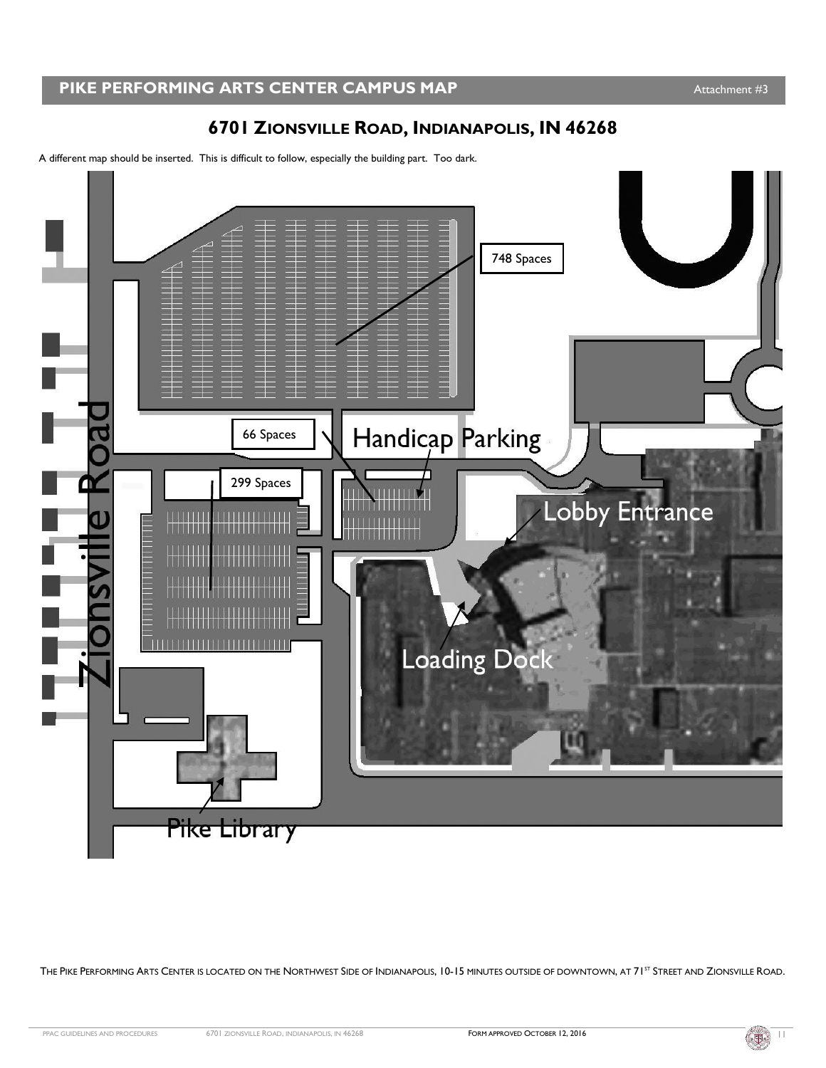## PIKE PERFORMING ARTS CENTER CAMPUS MAP

Attachment #3

### 6701 ZIONSVILLE ROAD, INDIANAPOLIS, IN 46268

A different map should be inserted. This is difficult to follow, especially the building part. Too dark.

748 Spaces

66 Spaces

Handicap Parking

299 Spaces

Zionsville Road

Lobby Entrance

Loading Dock

Pike Library

THE PIKE PERFORMING ARTS CENTER IS LOCATED ON THE NORTHWEST SIDE OF INDIANAPOLIS, 10-15 MINUTES OUTSIDE OF DOWNTOWN, AT 71ST STREET AND ZIONSVILLE ROAD.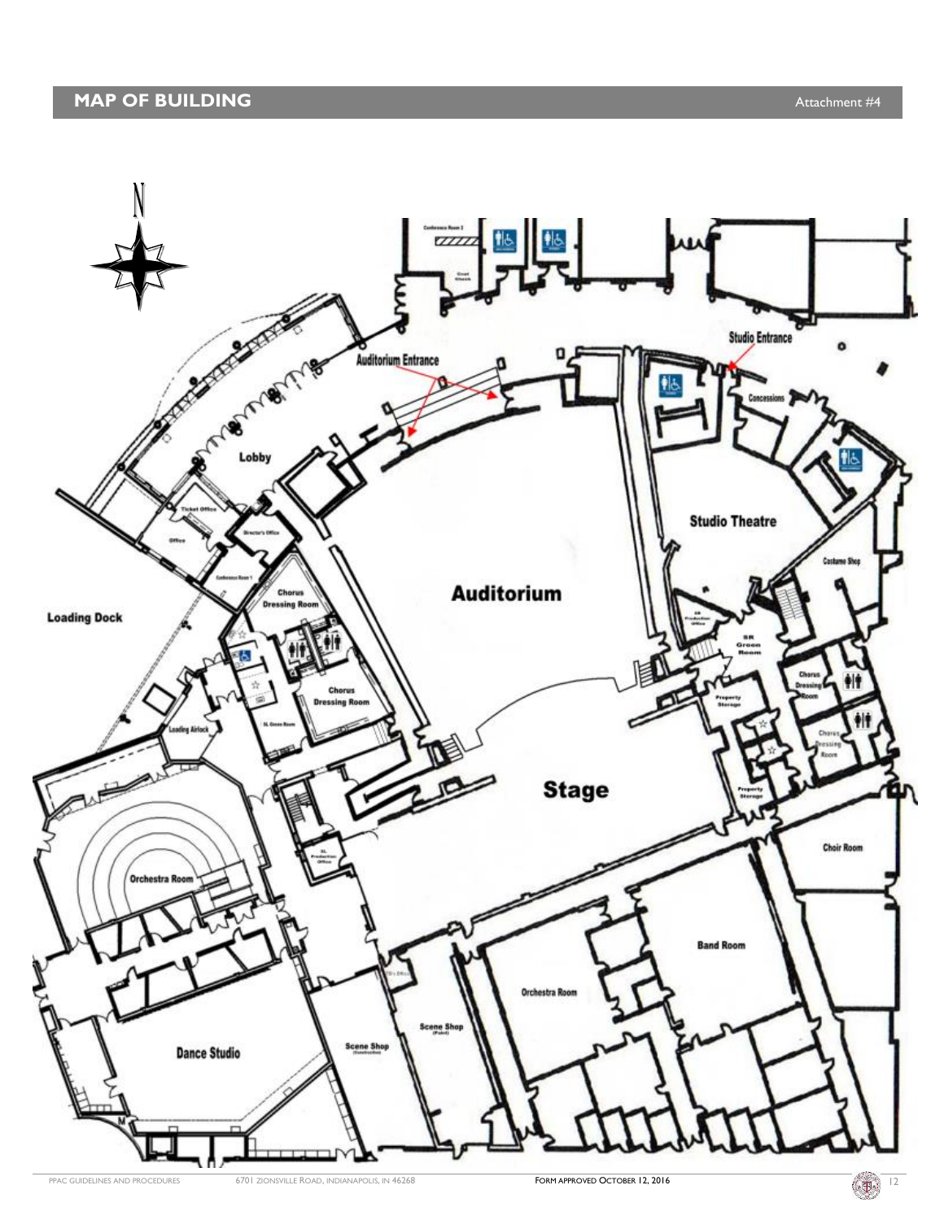## MAP OF BUILDING

Attachment #4

N

Auditorium Entrance

Studio Entrance

Concessions

Lobby

Ticket Office

Office

Director's Office

Conference Room 1

Conference Room 2

Coat Check

Studio Theatre

Costume Shop

Auditorium

Loading Dock

Chorus Dressing Room

Chorus Dressing Room

SL Green Room

Loading Airlock

SR Production Office

SR Green Room

Property Storage

Property Storage

Chorus Dressing Room

Chorus Dressing Room

Stage

SL Production Office

Choir Room

Orchestra Room

Band Room

Orchestra Room

Dance Studio

Scene Shop (Construction)

Scene Shop (Paint)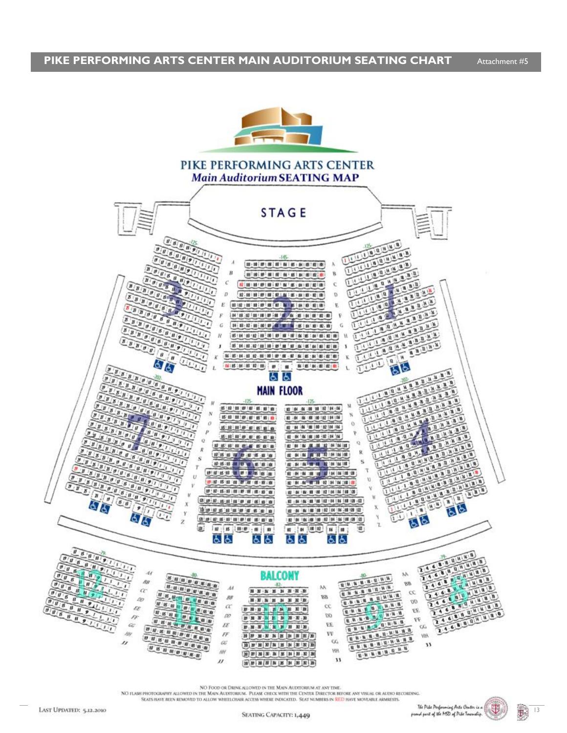# PIKE PERFORMING ARTS CENTER MAIN AUDITORIUM SEATING CHART

Attachment #5

PIKE PERFORMING ARTS CENTER

*Main Auditorium* SEATING MAP

STAGE

MAIN FLOOR

BALCONY

NO FOOD OR DRINK ALLOWED IN THE MAIN AUDITORIUM AT ANY TIME.

NO FLASH PHOTOGRAPHY ALLOWED IN THE MAIN AUDITORIUM. PLEASE CHECK WITH THE CENTER DIRECTOR BEFORE ANY VISUAL OR AUDIO RECORDING.

SEATS HAVE BEEN REMOVED TO ALLOW WHEELCHAIR ACCESS WHERE INDICATED. SEAT NUMBERS IN RED HAVE MOVEABLE ARMRESTS.

LAST UPDATED: 5.12.2010

SEATING CAPACITY: 1,449

*The Pike Performing Arts Center is a proud part of the MSD of Pike Township.*